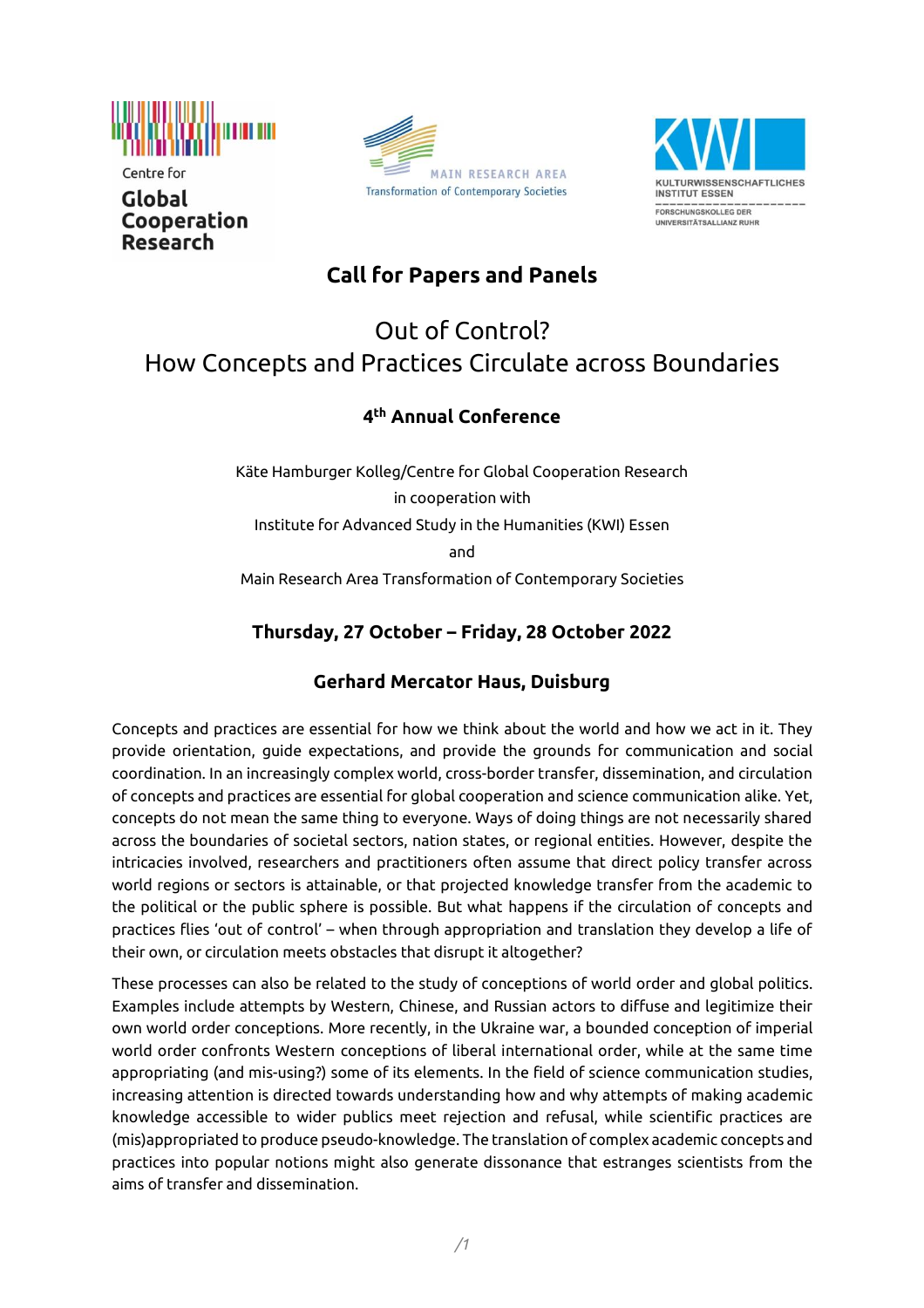Centre for Global Cooperation Research

MAIN RESEARCH AREA Transformation of Contemporary Societies

KWI KULTURWISSENSCHAFTLICHES INSTITUT ESSEN
FORSCHUNGSKOLLEG DER UNIVERSITÄTSALLIANZ RUHR

# Call for Papers and Panels

## Out of Control?
## How Concepts and Practices Circulate across Boundaries

### 4th Annual Conference

Käte Hamburger Kolleg/Centre for Global Cooperation Research
in cooperation with
Institute for Advanced Study in the Humanities (KWI) Essen
and
Main Research Area Transformation of Contemporary Societies

### Thursday, 27 October – Friday, 28 October 2022

### Gerhard Mercator Haus, Duisburg

Concepts and practices are essential for how we think about the world and how we act in it. They provide orientation, guide expectations, and provide the grounds for communication and social coordination. In an increasingly complex world, cross-border transfer, dissemination, and circulation of concepts and practices are essential for global cooperation and science communication alike. Yet, concepts do not mean the same thing to everyone. Ways of doing things are not necessarily shared across the boundaries of societal sectors, nation states, or regional entities. However, despite the intricacies involved, researchers and practitioners often assume that direct policy transfer across world regions or sectors is attainable, or that projected knowledge transfer from the academic to the political or the public sphere is possible. But what happens if the circulation of concepts and practices flies 'out of control' – when through appropriation and translation they develop a life of their own, or circulation meets obstacles that disrupt it altogether?

These processes can also be related to the study of conceptions of world order and global politics. Examples include attempts by Western, Chinese, and Russian actors to diffuse and legitimize their own world order conceptions. More recently, in the Ukraine war, a bounded conception of imperial world order confronts Western conceptions of liberal international order, while at the same time appropriating (and mis-using?) some of its elements. In the field of science communication studies, increasing attention is directed towards understanding how and why attempts of making academic knowledge accessible to wider publics meet rejection and refusal, while scientific practices are (mis)appropriated to produce pseudo-knowledge. The translation of complex academic concepts and practices into popular notions might also generate dissonance that estranges scientists from the aims of transfer and dissemination.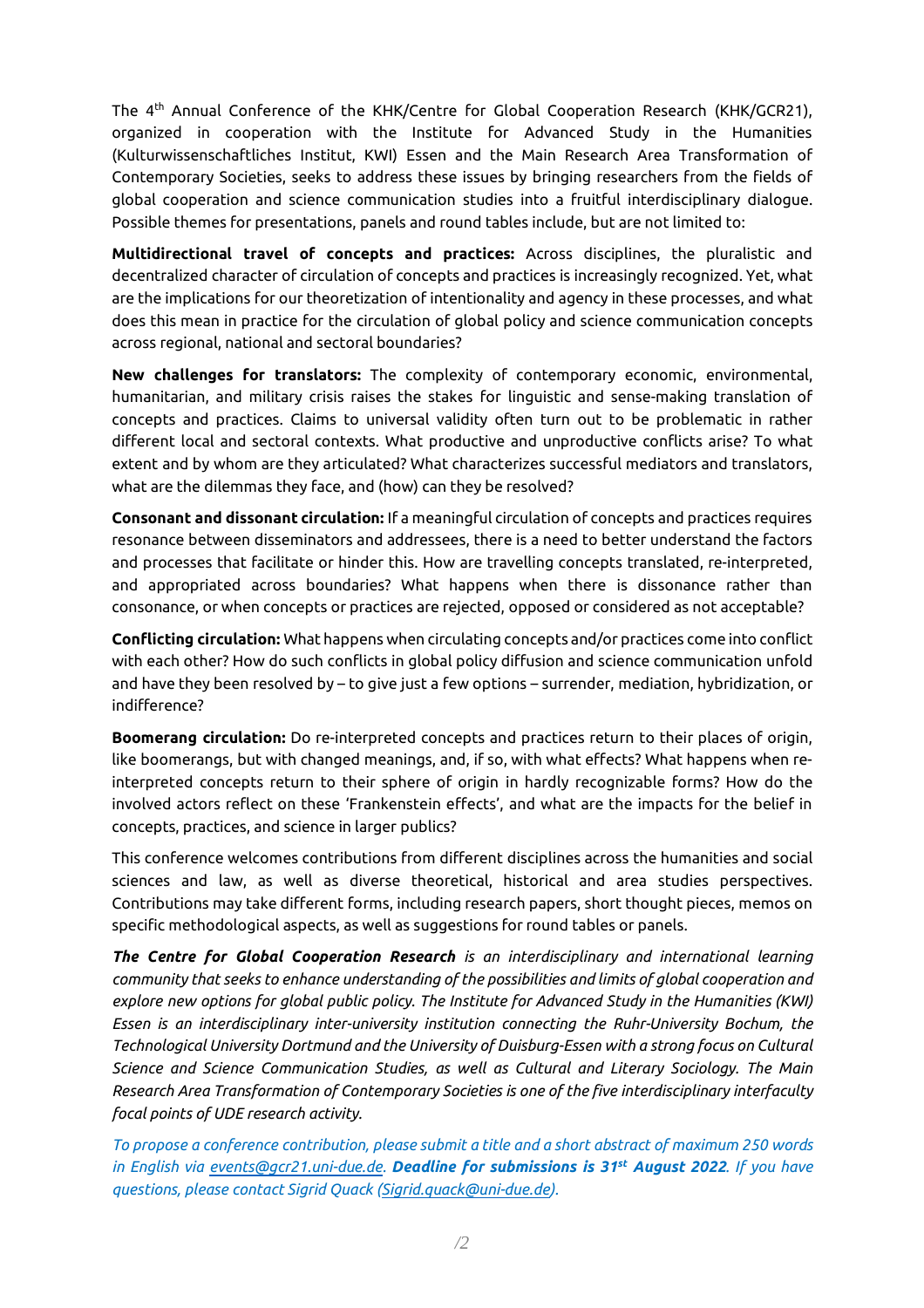The 4th Annual Conference of the KHK/Centre for Global Cooperation Research (KHK/GCR21), organized in cooperation with the Institute for Advanced Study in the Humanities (Kulturwissenschaftliches Institut, KWI) Essen and the Main Research Area Transformation of Contemporary Societies, seeks to address these issues by bringing researchers from the fields of global cooperation and science communication studies into a fruitful interdisciplinary dialogue. Possible themes for presentations, panels and round tables include, but are not limited to:

**Multidirectional travel of concepts and practices:** Across disciplines, the pluralistic and decentralized character of circulation of concepts and practices is increasingly recognized. Yet, what are the implications for our theoretization of intentionality and agency in these processes, and what does this mean in practice for the circulation of global policy and science communication concepts across regional, national and sectoral boundaries?

**New challenges for translators:** The complexity of contemporary economic, environmental, humanitarian, and military crisis raises the stakes for linguistic and sense-making translation of concepts and practices. Claims to universal validity often turn out to be problematic in rather different local and sectoral contexts. What productive and unproductive conflicts arise? To what extent and by whom are they articulated? What characterizes successful mediators and translators, what are the dilemmas they face, and (how) can they be resolved?

**Consonant and dissonant circulation:** If a meaningful circulation of concepts and practices requires resonance between disseminators and addressees, there is a need to better understand the factors and processes that facilitate or hinder this. How are travelling concepts translated, re-interpreted, and appropriated across boundaries? What happens when there is dissonance rather than consonance, or when concepts or practices are rejected, opposed or considered as not acceptable?

**Conflicting circulation:** What happens when circulating concepts and/or practices come into conflict with each other? How do such conflicts in global policy diffusion and science communication unfold and have they been resolved by – to give just a few options – surrender, mediation, hybridization, or indifference?

**Boomerang circulation:** Do re-interpreted concepts and practices return to their places of origin, like boomerangs, but with changed meanings, and, if so, with what effects? What happens when re-interpreted concepts return to their sphere of origin in hardly recognizable forms? How do the involved actors reflect on these 'Frankenstein effects', and what are the impacts for the belief in concepts, practices, and science in larger publics?

This conference welcomes contributions from different disciplines across the humanities and social sciences and law, as well as diverse theoretical, historical and area studies perspectives. Contributions may take different forms, including research papers, short thought pieces, memos on specific methodological aspects, as well as suggestions for round tables or panels.

***The Centre for Global Cooperation Research*** *is an interdisciplinary and international learning community that seeks to enhance understanding of the possibilities and limits of global cooperation and explore new options for global public policy. The Institute for Advanced Study in the Humanities (KWI) Essen is an interdisciplinary inter-university institution connecting the Ruhr-University Bochum, the Technological University Dortmund and the University of Duisburg-Essen with a strong focus on Cultural Science and Science Communication Studies, as well as Cultural and Literary Sociology. The Main Research Area Transformation of Contemporary Societies is one of the five interdisciplinary interfaculty focal points of UDE research activity.*

*To propose a conference contribution, please submit a title and a short abstract of maximum 250 words in English via events@gcr21.uni-due.de.* ***Deadline for submissions is 31st August 2022****. If you have questions, please contact Sigrid Quack (Sigrid.quack@uni-due.de).*